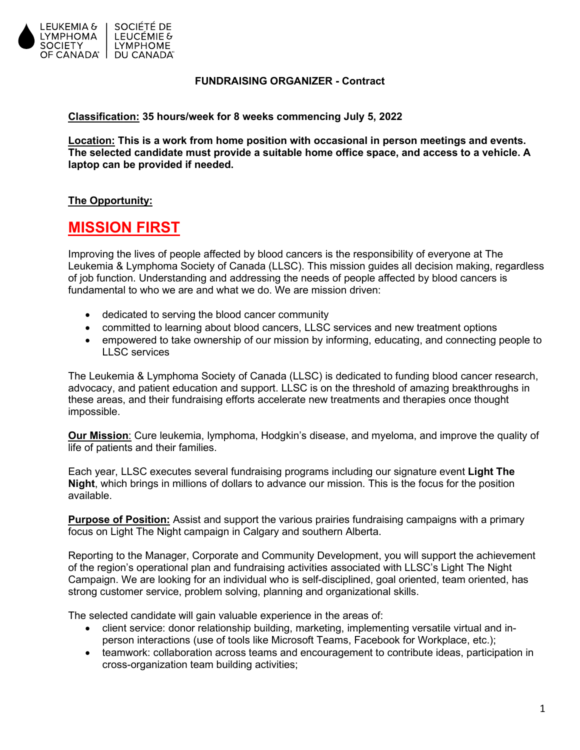LEUKEMIA & LYMPHOMA SOCIETY OF CANADA | SOCIÉTÉ DE LEUCÉMIE & LYMPHOME DU CANADA

# FUNDRAISING ORGANIZER - Contract

**Classification: 35 hours/week for 8 weeks commencing July 5, 2022**

**Location: This is a work from home position with occasional in person meetings and events. The selected candidate must provide a suitable home office space, and access to a vehicle. A laptop can be provided if needed.**

**The Opportunity:**

## MISSION FIRST

Improving the lives of people affected by blood cancers is the responsibility of everyone at The Leukemia & Lymphoma Society of Canada (LLSC). This mission guides all decision making, regardless of job function. Understanding and addressing the needs of people affected by blood cancers is fundamental to who we are and what we do. We are mission driven:

- dedicated to serving the blood cancer community
- committed to learning about blood cancers, LLSC services and new treatment options
- empowered to take ownership of our mission by informing, educating, and connecting people to LLSC services

The Leukemia & Lymphoma Society of Canada (LLSC) is dedicated to funding blood cancer research, advocacy, and patient education and support. LLSC is on the threshold of amazing breakthroughs in these areas, and their fundraising efforts accelerate new treatments and therapies once thought impossible.

**Our Mission**: Cure leukemia, lymphoma, Hodgkin's disease, and myeloma, and improve the quality of life of patients and their families.

Each year, LLSC executes several fundraising programs including our signature event **Light The Night**, which brings in millions of dollars to advance our mission. This is the focus for the position available.

**Purpose of Position:** Assist and support the various prairies fundraising campaigns with a primary focus on Light The Night campaign in Calgary and southern Alberta.

Reporting to the Manager, Corporate and Community Development, you will support the achievement of the region's operational plan and fundraising activities associated with LLSC's Light The Night Campaign. We are looking for an individual who is self-disciplined, goal oriented, team oriented, has strong customer service, problem solving, planning and organizational skills.

The selected candidate will gain valuable experience in the areas of:

- client service: donor relationship building, marketing, implementing versatile virtual and in-person interactions (use of tools like Microsoft Teams, Facebook for Workplace, etc.);
- teamwork: collaboration across teams and encouragement to contribute ideas, participation in cross-organization team building activities;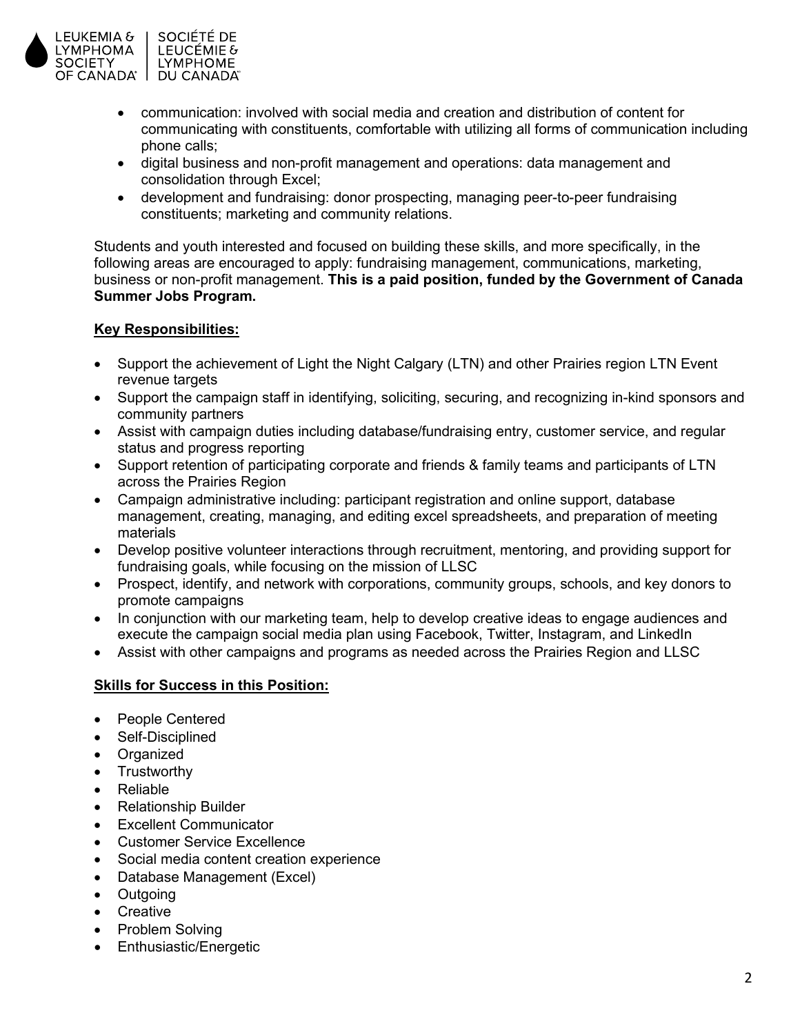- communication: involved with social media and creation and distribution of content for communicating with constituents, comfortable with utilizing all forms of communication including phone calls;
- digital business and non-profit management and operations: data management and consolidation through Excel;
- development and fundraising: donor prospecting, managing peer-to-peer fundraising constituents; marketing and community relations.

Students and youth interested and focused on building these skills, and more specifically, in the following areas are encouraged to apply: fundraising management, communications, marketing, business or non-profit management. **This is a paid position, funded by the Government of Canada Summer Jobs Program.**

**Key Responsibilities:**

- Support the achievement of Light the Night Calgary (LTN) and other Prairies region LTN Event revenue targets
- Support the campaign staff in identifying, soliciting, securing, and recognizing in-kind sponsors and community partners
- Assist with campaign duties including database/fundraising entry, customer service, and regular status and progress reporting
- Support retention of participating corporate and friends & family teams and participants of LTN across the Prairies Region
- Campaign administrative including: participant registration and online support, database management, creating, managing, and editing excel spreadsheets, and preparation of meeting materials
- Develop positive volunteer interactions through recruitment, mentoring, and providing support for fundraising goals, while focusing on the mission of LLSC
- Prospect, identify, and network with corporations, community groups, schools, and key donors to promote campaigns
- In conjunction with our marketing team, help to develop creative ideas to engage audiences and execute the campaign social media plan using Facebook, Twitter, Instagram, and LinkedIn
- Assist with other campaigns and programs as needed across the Prairies Region and LLSC

**Skills for Success in this Position:**

- People Centered
- Self-Disciplined
- Organized
- Trustworthy
- Reliable
- Relationship Builder
- Excellent Communicator
- Customer Service Excellence
- Social media content creation experience
- Database Management (Excel)
- Outgoing
- Creative
- Problem Solving
- Enthusiastic/Energetic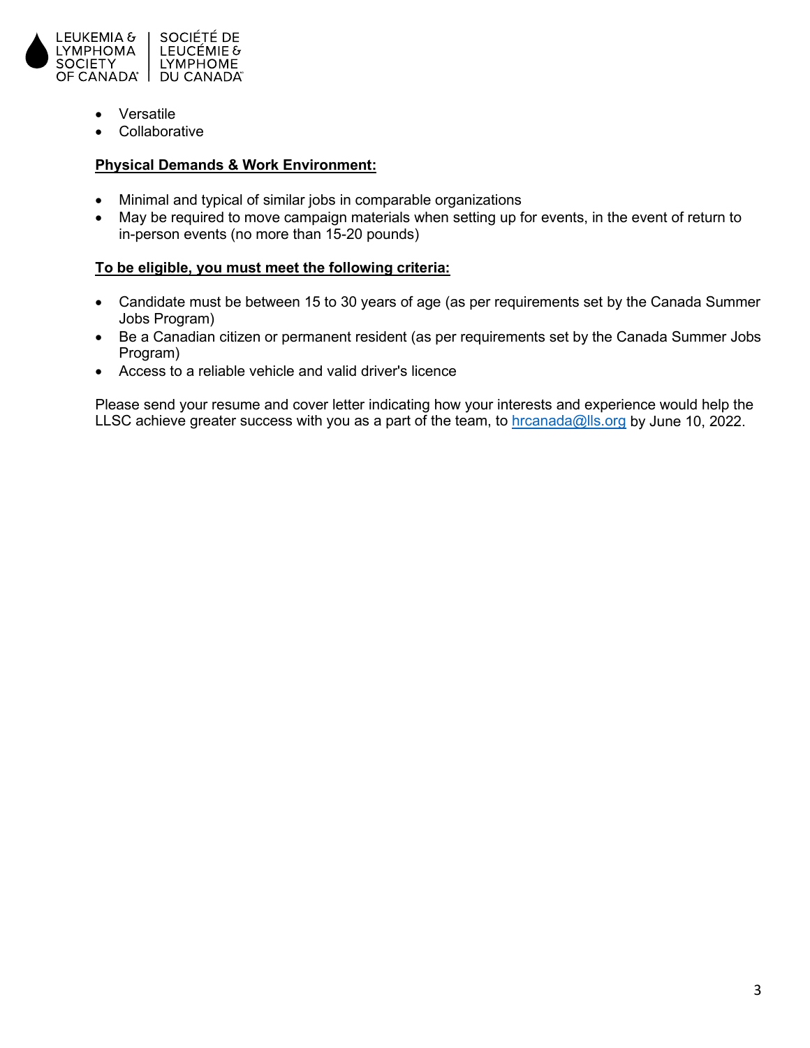- Versatile
- Collaborative

**Physical Demands & Work Environment:**

- Minimal and typical of similar jobs in comparable organizations
- May be required to move campaign materials when setting up for events, in the event of return to in-person events (no more than 15-20 pounds)

**To be eligible, you must meet the following criteria:**

- Candidate must be between 15 to 30 years of age (as per requirements set by the Canada Summer Jobs Program)
- Be a Canadian citizen or permanent resident (as per requirements set by the Canada Summer Jobs Program)
- Access to a reliable vehicle and valid driver's licence

Please send your resume and cover letter indicating how your interests and experience would help the LLSC achieve greater success with you as a part of the team, to hrcanada@lls.org by June 10, 2022.